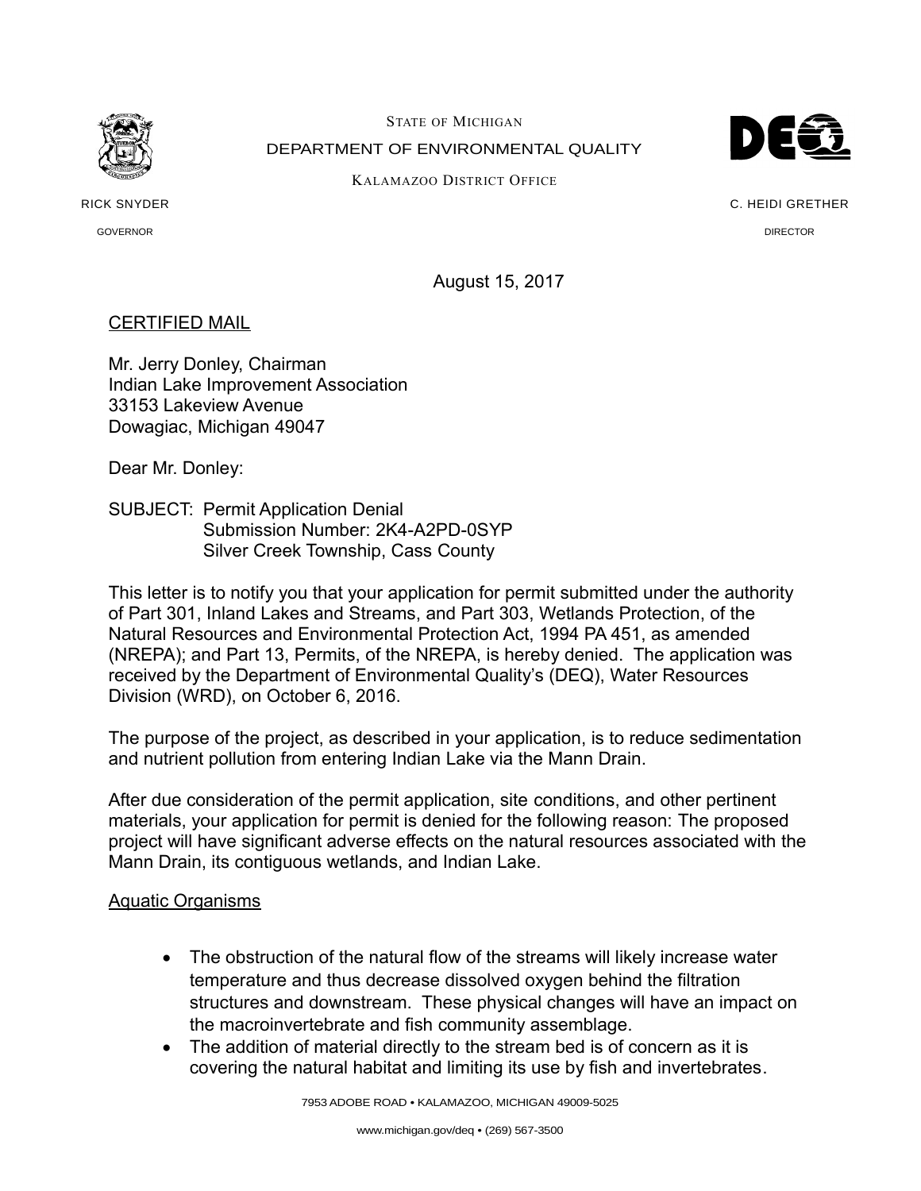STATE OF MICHIGAN

DEPARTMENT OF ENVIRONMENTAL QUALITY

KALAMAZOO DISTRICT OFFICE

RICK SNYDER
GOVERNOR

C. HEIDI GRETHER
DIRECTOR

August 15, 2017

CERTIFIED MAIL

Mr. Jerry Donley, Chairman
Indian Lake Improvement Association
33153 Lakeview Avenue
Dowagiac, Michigan 49047

Dear Mr. Donley:

SUBJECT: Permit Application Denial
Submission Number: 2K4-A2PD-0SYP
Silver Creek Township, Cass County

This letter is to notify you that your application for permit submitted under the authority of Part 301, Inland Lakes and Streams, and Part 303, Wetlands Protection, of the Natural Resources and Environmental Protection Act, 1994 PA 451, as amended (NREPA); and Part 13, Permits, of the NREPA, is hereby denied. The application was received by the Department of Environmental Quality's (DEQ), Water Resources Division (WRD), on October 6, 2016.

The purpose of the project, as described in your application, is to reduce sedimentation and nutrient pollution from entering Indian Lake via the Mann Drain.

After due consideration of the permit application, site conditions, and other pertinent materials, your application for permit is denied for the following reason: The proposed project will have significant adverse effects on the natural resources associated with the Mann Drain, its contiguous wetlands, and Indian Lake.

Aquatic Organisms

- The obstruction of the natural flow of the streams will likely increase water temperature and thus decrease dissolved oxygen behind the filtration structures and downstream. These physical changes will have an impact on the macroinvertebrate and fish community assemblage.
- The addition of material directly to the stream bed is of concern as it is covering the natural habitat and limiting its use by fish and invertebrates.

7953 ADOBE ROAD • KALAMAZOO, MICHIGAN 49009-5025
www.michigan.gov/deq • (269) 567-3500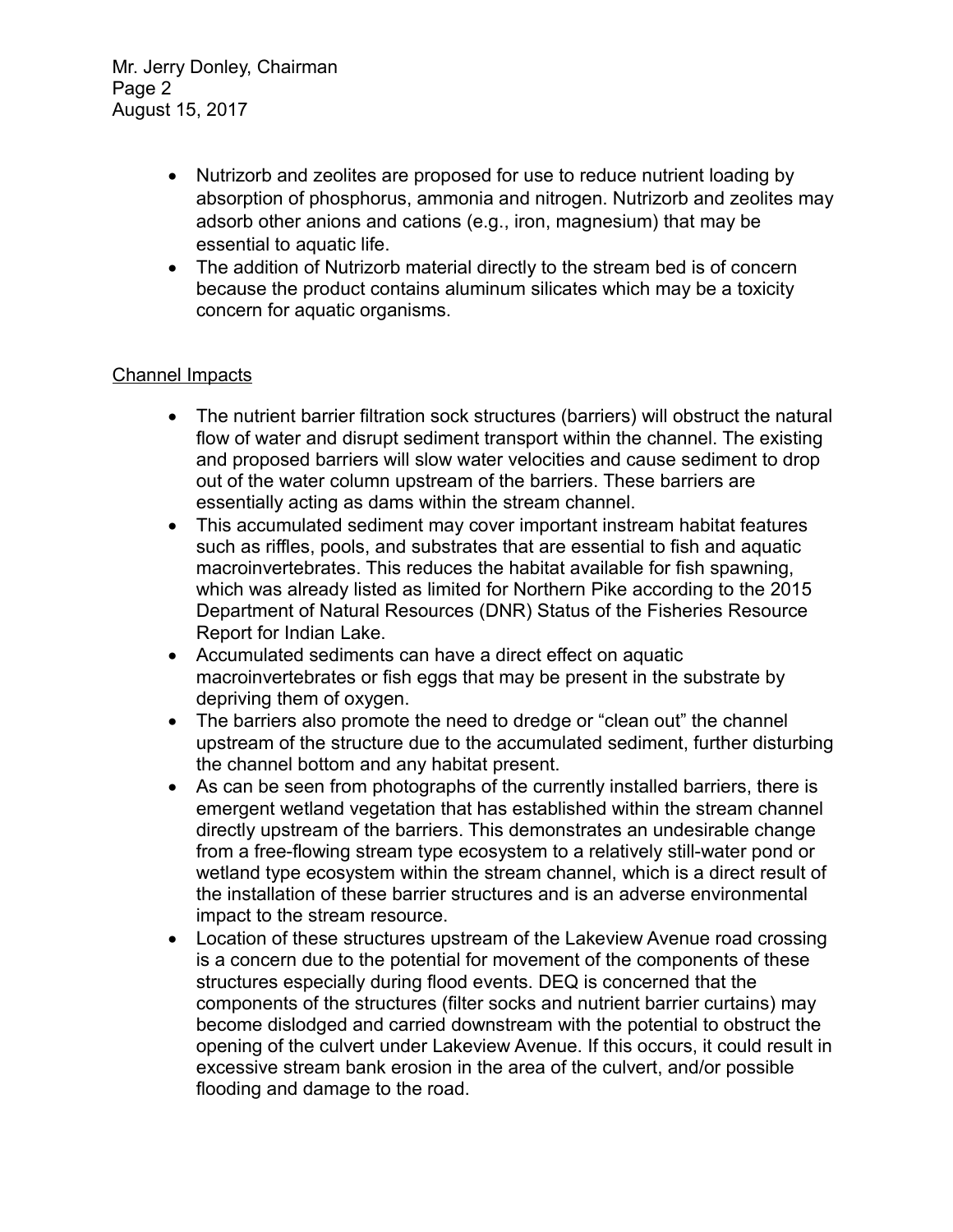- Nutrizorb and zeolites are proposed for use to reduce nutrient loading by absorption of phosphorus, ammonia and nitrogen. Nutrizorb and zeolites may adsorb other anions and cations (e.g., iron, magnesium) that may be essential to aquatic life.
- The addition of Nutrizorb material directly to the stream bed is of concern because the product contains aluminum silicates which may be a toxicity concern for aquatic organisms.

<u>Channel Impacts</u>

- The nutrient barrier filtration sock structures (barriers) will obstruct the natural flow of water and disrupt sediment transport within the channel. The existing and proposed barriers will slow water velocities and cause sediment to drop out of the water column upstream of the barriers. These barriers are essentially acting as dams within the stream channel.
- This accumulated sediment may cover important instream habitat features such as riffles, pools, and substrates that are essential to fish and aquatic macroinvertebrates. This reduces the habitat available for fish spawning, which was already listed as limited for Northern Pike according to the 2015 Department of Natural Resources (DNR) Status of the Fisheries Resource Report for Indian Lake.
- Accumulated sediments can have a direct effect on aquatic macroinvertebrates or fish eggs that may be present in the substrate by depriving them of oxygen.
- The barriers also promote the need to dredge or "clean out" the channel upstream of the structure due to the accumulated sediment, further disturbing the channel bottom and any habitat present.
- As can be seen from photographs of the currently installed barriers, there is emergent wetland vegetation that has established within the stream channel directly upstream of the barriers. This demonstrates an undesirable change from a free-flowing stream type ecosystem to a relatively still-water pond or wetland type ecosystem within the stream channel, which is a direct result of the installation of these barrier structures and is an adverse environmental impact to the stream resource.
- Location of these structures upstream of the Lakeview Avenue road crossing is a concern due to the potential for movement of the components of these structures especially during flood events. DEQ is concerned that the components of the structures (filter socks and nutrient barrier curtains) may become dislodged and carried downstream with the potential to obstruct the opening of the culvert under Lakeview Avenue. If this occurs, it could result in excessive stream bank erosion in the area of the culvert, and/or possible flooding and damage to the road.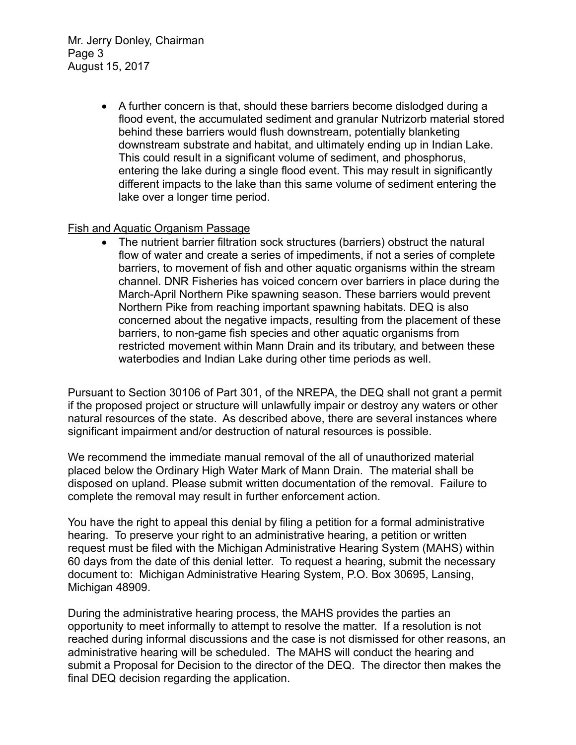- A further concern is that, should these barriers become dislodged during a flood event, the accumulated sediment and granular Nutrizorb material stored behind these barriers would flush downstream, potentially blanketing downstream substrate and habitat, and ultimately ending up in Indian Lake. This could result in a significant volume of sediment, and phosphorus, entering the lake during a single flood event. This may result in significantly different impacts to the lake than this same volume of sediment entering the lake over a longer time period.

Fish and Aquatic Organism Passage

- The nutrient barrier filtration sock structures (barriers) obstruct the natural flow of water and create a series of impediments, if not a series of complete barriers, to movement of fish and other aquatic organisms within the stream channel. DNR Fisheries has voiced concern over barriers in place during the March-April Northern Pike spawning season. These barriers would prevent Northern Pike from reaching important spawning habitats. DEQ is also concerned about the negative impacts, resulting from the placement of these barriers, to non-game fish species and other aquatic organisms from restricted movement within Mann Drain and its tributary, and between these waterbodies and Indian Lake during other time periods as well.

Pursuant to Section 30106 of Part 301, of the NREPA, the DEQ shall not grant a permit if the proposed project or structure will unlawfully impair or destroy any waters or other natural resources of the state. As described above, there are several instances where significant impairment and/or destruction of natural resources is possible.

We recommend the immediate manual removal of the all of unauthorized material placed below the Ordinary High Water Mark of Mann Drain. The material shall be disposed on upland. Please submit written documentation of the removal. Failure to complete the removal may result in further enforcement action.

You have the right to appeal this denial by filing a petition for a formal administrative hearing. To preserve your right to an administrative hearing, a petition or written request must be filed with the Michigan Administrative Hearing System (MAHS) within 60 days from the date of this denial letter. To request a hearing, submit the necessary document to: Michigan Administrative Hearing System, P.O. Box 30695, Lansing, Michigan 48909.

During the administrative hearing process, the MAHS provides the parties an opportunity to meet informally to attempt to resolve the matter. If a resolution is not reached during informal discussions and the case is not dismissed for other reasons, an administrative hearing will be scheduled. The MAHS will conduct the hearing and submit a Proposal for Decision to the director of the DEQ. The director then makes the final DEQ decision regarding the application.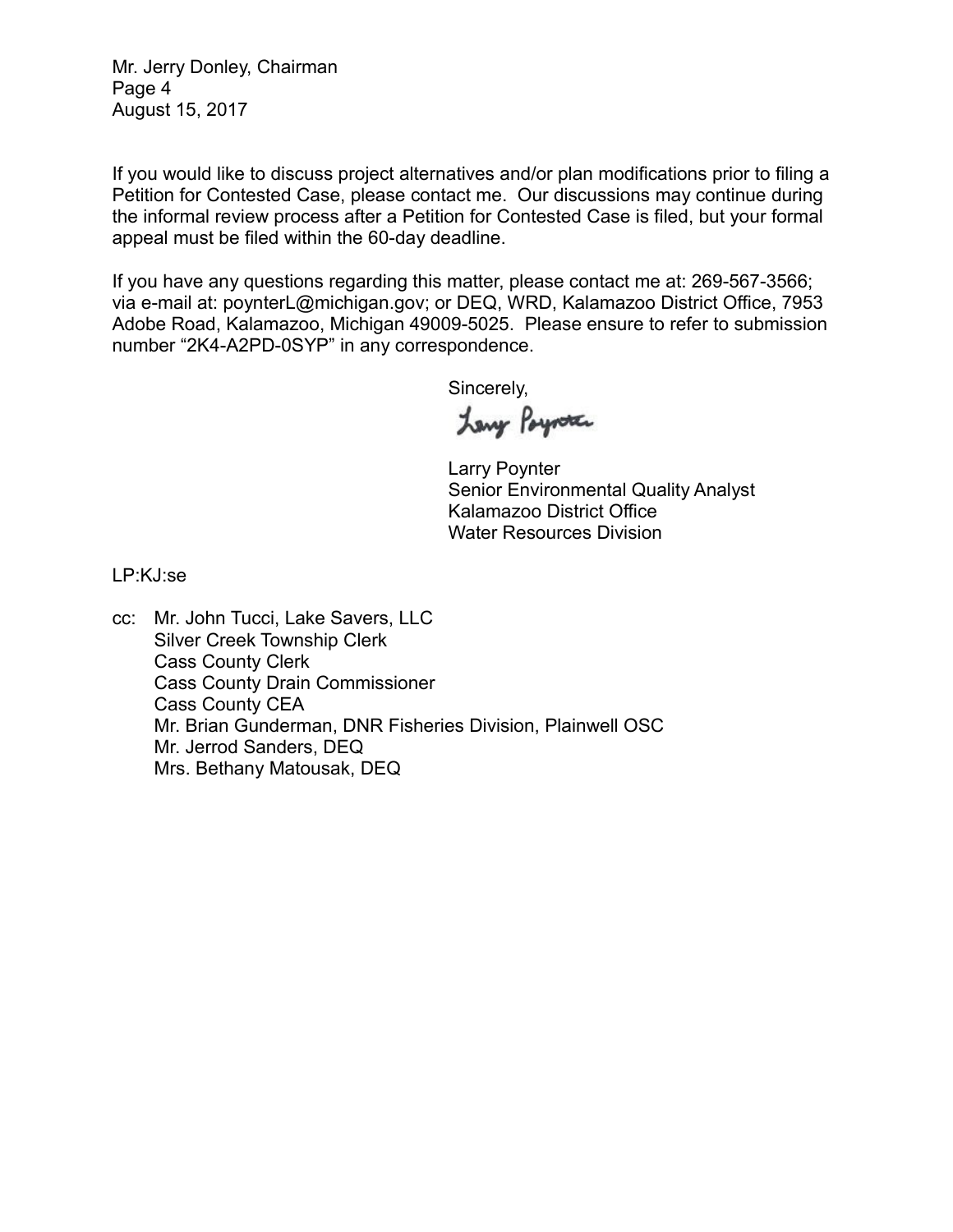If you would like to discuss project alternatives and/or plan modifications prior to filing a Petition for Contested Case, please contact me. Our discussions may continue during the informal review process after a Petition for Contested Case is filed, but your formal appeal must be filed within the 60-day deadline.

If you have any questions regarding this matter, please contact me at: 269-567-3566; via e-mail at: poynterL@michigan.gov; or DEQ, WRD, Kalamazoo District Office, 7953 Adobe Road, Kalamazoo, Michigan 49009-5025. Please ensure to refer to submission number "2K4-A2PD-0SYP" in any correspondence.

Sincerely,

Larry Poynter
Senior Environmental Quality Analyst
Kalamazoo District Office
Water Resources Division

LP:KJ:se

cc: Mr. John Tucci, Lake Savers, LLC
Silver Creek Township Clerk
Cass County Clerk
Cass County Drain Commissioner
Cass County CEA
Mr. Brian Gunderman, DNR Fisheries Division, Plainwell OSC
Mr. Jerrod Sanders, DEQ
Mrs. Bethany Matousak, DEQ